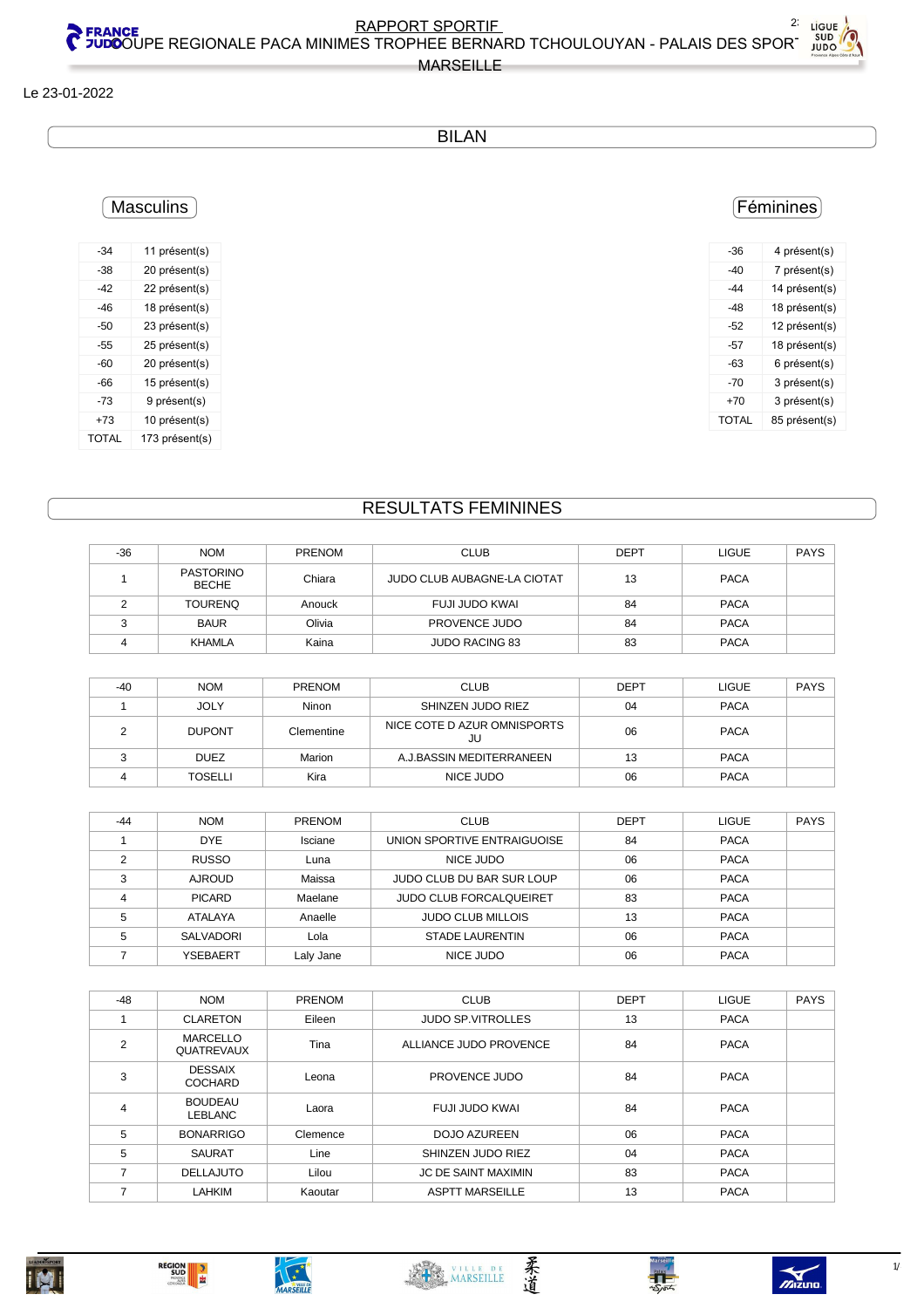# RAPPORT SPORTIF

## COUPE REGIONALE PACA MINIMES TROPHEE BERNARD TCHOULOUYAN - PALAIS DES SPORTS MARSEILLE

Le 23-01-2022

## BILAN

### Masculins

| | |
|---|---|
| -34 | 11 présent(s) |
| -38 | 20 présent(s) |
| -42 | 22 présent(s) |
| -46 | 18 présent(s) |
| -50 | 23 présent(s) |
| -55 | 25 présent(s) |
| -60 | 20 présent(s) |
| -66 | 15 présent(s) |
| -73 | 9 présent(s) |
| +73 | 10 présent(s) |
| TOTAL | 173 présent(s) |

### Féminines

| | |
|---|---|
| -36 | 4 présent(s) |
| -40 | 7 présent(s) |
| -44 | 14 présent(s) |
| -48 | 18 présent(s) |
| -52 | 12 présent(s) |
| -57 | 18 présent(s) |
| -63 | 6 présent(s) |
| -70 | 3 présent(s) |
| +70 | 3 présent(s) |
| TOTAL | 85 présent(s) |

## RESULTATS FEMININES

| -36 | NOM | PRENOM | CLUB | DEPT | LIGUE | PAYS |
|---|---|---|---|---|---|---|
| 1 | PASTORINO BECHE | Chiara | JUDO CLUB AUBAGNE-LA CIOTAT | 13 | PACA | |
| 2 | TOURENQ | Anouck | FUJI JUDO KWAI | 84 | PACA | |
| 3 | BAUR | Olivia | PROVENCE JUDO | 84 | PACA | |
| 4 | KHAMLA | Kaina | JUDO RACING 83 | 83 | PACA | |

| -40 | NOM | PRENOM | CLUB | DEPT | LIGUE | PAYS |
|---|---|---|---|---|---|---|
| 1 | JOLY | Ninon | SHINZEN JUDO RIEZ | 04 | PACA | |
| 2 | DUPONT | Clementine | NICE COTE D AZUR OMNISPORTS JU | 06 | PACA | |
| 3 | DUEZ | Marion | A.J.BASSIN MEDITERRANEEN | 13 | PACA | |
| 4 | TOSELLI | Kira | NICE JUDO | 06 | PACA | |

| -44 | NOM | PRENOM | CLUB | DEPT | LIGUE | PAYS |
|---|---|---|---|---|---|---|
| 1 | DYE | Isciane | UNION SPORTIVE ENTRAIGUOISE | 84 | PACA | |
| 2 | RUSSO | Luna | NICE JUDO | 06 | PACA | |
| 3 | AJROUD | Maissa | JUDO CLUB DU BAR SUR LOUP | 06 | PACA | |
| 4 | PICARD | Maelane | JUDO CLUB FORCALQUEIRET | 83 | PACA | |
| 5 | ATALAYA | Anaelle | JUDO CLUB MILLOIS | 13 | PACA | |
| 5 | SALVADORI | Lola | STADE LAURENTIN | 06 | PACA | |
| 7 | YSEBAERT | Laly Jane | NICE JUDO | 06 | PACA | |

| -48 | NOM | PRENOM | CLUB | DEPT | LIGUE | PAYS |
|---|---|---|---|---|---|---|
| 1 | CLARETON | Eileen | JUDO SP.VITROLLES | 13 | PACA | |
| 2 | MARCELLO QUATREVAUX | Tina | ALLIANCE JUDO PROVENCE | 84 | PACA | |
| 3 | DESSAIX COCHARD | Leona | PROVENCE JUDO | 84 | PACA | |
| 4 | BOUDEAU LEBLANC | Laora | FUJI JUDO KWAI | 84 | PACA | |
| 5 | BONARRIGO | Clemence | DOJO AZUREEN | 06 | PACA | |
| 5 | SAURAT | Line | SHINZEN JUDO RIEZ | 04 | PACA | |
| 7 | DELLAJUTO | Lilou | JC DE SAINT MAXIMIN | 83 | PACA | |
| 7 | LAHKIM | Kaoutar | ASPTT MARSEILLE | 13 | PACA | |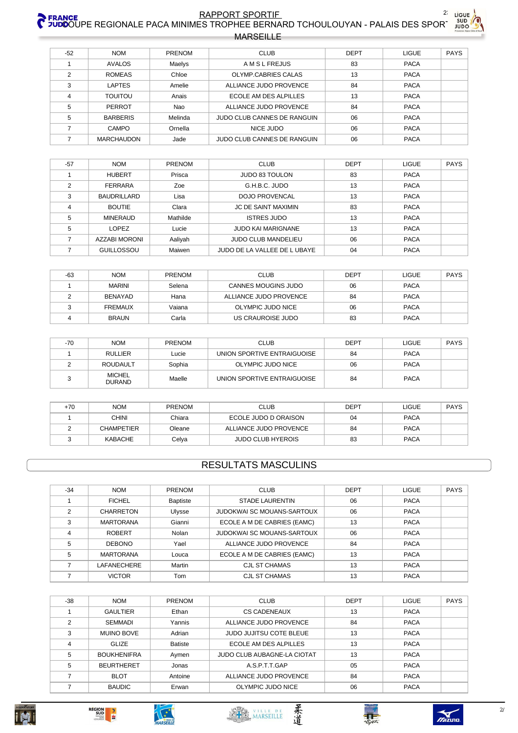| -52 | NOM | PRENOM | CLUB | DEPT | LIGUE | PAYS |
|---|---|---|---|---|---|---|
| 1 | AVALOS | Maelys | A M S L FREJUS | 83 | PACA | |
| 2 | ROMEAS | Chloe | OLYMP.CABRIES CALAS | 13 | PACA | |
| 3 | LAPTES | Amelie | ALLIANCE JUDO PROVENCE | 84 | PACA | |
| 4 | TOUITOU | Anais | ECOLE AM DES ALPILLES | 13 | PACA | |
| 5 | PERROT | Nao | ALLIANCE JUDO PROVENCE | 84 | PACA | |
| 5 | BARBERIS | Melinda | JUDO CLUB CANNES DE RANGUIN | 06 | PACA | |
| 7 | CAMPO | Ornella | NICE JUDO | 06 | PACA | |
| 7 | MARCHAUDON | Jade | JUDO CLUB CANNES DE RANGUIN | 06 | PACA | |

| -57 | NOM | PRENOM | CLUB | DEPT | LIGUE | PAYS |
|---|---|---|---|---|---|---|
| 1 | HUBERT | Prisca | JUDO 83 TOULON | 83 | PACA | |
| 2 | FERRARA | Zoe | G.H.B.C. JUDO | 13 | PACA | |
| 3 | BAUDRILLARD | Lisa | DOJO PROVENCAL | 13 | PACA | |
| 4 | BOUTIE | Clara | JC DE SAINT MAXIMIN | 83 | PACA | |
| 5 | MINERAUD | Mathilde | ISTRES JUDO | 13 | PACA | |
| 5 | LOPEZ | Lucie | JUDO KAI MARIGNANE | 13 | PACA | |
| 7 | AZZABI MORONI | Aaliyah | JUDO CLUB MANDELIEU | 06 | PACA | |
| 7 | GUILLOSSOU | Maiwen | JUDO DE LA VALLEE DE L UBAYE | 04 | PACA | |

| -63 | NOM | PRENOM | CLUB | DEPT | LIGUE | PAYS |
|---|---|---|---|---|---|---|
| 1 | MARINI | Selena | CANNES MOUGINS JUDO | 06 | PACA | |
| 2 | BENAYAD | Hana | ALLIANCE JUDO PROVENCE | 84 | PACA | |
| 3 | FREMAUX | Vaiana | OLYMPIC JUDO NICE | 06 | PACA | |
| 4 | BRAUN | Carla | US CRAUROISE JUDO | 83 | PACA | |

| -70 | NOM | PRENOM | CLUB | DEPT | LIGUE | PAYS |
|---|---|---|---|---|---|---|
| 1 | RULLIER | Lucie | UNION SPORTIVE ENTRAIGUOISE | 84 | PACA | |
| 2 | ROUDAULT | Sophia | OLYMPIC JUDO NICE | 06 | PACA | |
| 3 | MICHEL DURAND | Maelle | UNION SPORTIVE ENTRAIGUOISE | 84 | PACA | |

| +70 | NOM | PRENOM | CLUB | DEPT | LIGUE | PAYS |
|---|---|---|---|---|---|---|
| 1 | CHINI | Chiara | ECOLE JUDO D ORAISON | 04 | PACA | |
| 2 | CHAMPETIER | Oleane | ALLIANCE JUDO PROVENCE | 84 | PACA | |
| 3 | KABACHE | Celya | JUDO CLUB HYEROIS | 83 | PACA | |

## RESULTATS MASCULINS

| -34 | NOM | PRENOM | CLUB | DEPT | LIGUE | PAYS |
|---|---|---|---|---|---|---|
| 1 | FICHEL | Baptiste | STADE LAURENTIN | 06 | PACA | |
| 2 | CHARRETON | Ulysse | JUDOKWAI SC MOUANS-SARTOUX | 06 | PACA | |
| 3 | MARTORANA | Gianni | ECOLE A M DE CABRIES (EAMC) | 13 | PACA | |
| 4 | ROBERT | Nolan | JUDOKWAI SC MOUANS-SARTOUX | 06 | PACA | |
| 5 | DEBONO | Yael | ALLIANCE JUDO PROVENCE | 84 | PACA | |
| 5 | MARTORANA | Louca | ECOLE A M DE CABRIES (EAMC) | 13 | PACA | |
| 7 | LAFANECHERE | Martin | CJL ST CHAMAS | 13 | PACA | |
| 7 | VICTOR | Tom | CJL ST CHAMAS | 13 | PACA | |

| -38 | NOM | PRENOM | CLUB | DEPT | LIGUE | PAYS |
|---|---|---|---|---|---|---|
| 1 | GAULTIER | Ethan | CS CADENEAUX | 13 | PACA | |
| 2 | SEMMADI | Yannis | ALLIANCE JUDO PROVENCE | 84 | PACA | |
| 3 | MUINO BOVE | Adrian | JUDO JUJITSU COTE BLEUE | 13 | PACA | |
| 4 | GLIZE | Batiste | ECOLE AM DES ALPILLES | 13 | PACA | |
| 5 | BOUKHENIFRA | Aymen | JUDO CLUB AUBAGNE-LA CIOTAT | 13 | PACA | |
| 5 | BEURTHERET | Jonas | A.S.P.T.T.GAP | 05 | PACA | |
| 7 | BLOT | Antoine | ALLIANCE JUDO PROVENCE | 84 | PACA | |
| 7 | BAUDIC | Erwan | OLYMPIC JUDO NICE | 06 | PACA | |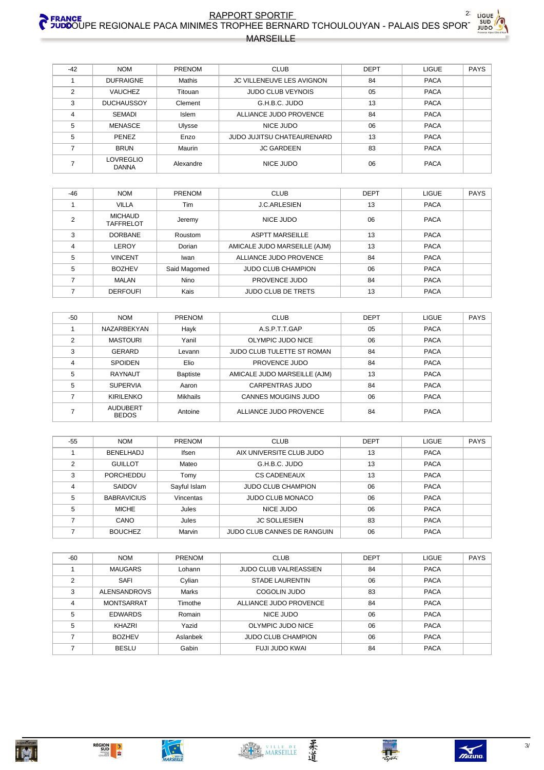| -42 | NOM | PRENOM | CLUB | DEPT | LIGUE | PAYS |
|---|---|---|---|---|---|---|
| 1 | DUFRAIGNE | Mathis | JC VILLENEUVE LES AVIGNON | 84 | PACA | |
| 2 | VAUCHEZ | Titouan | JUDO CLUB VEYNOIS | 05 | PACA | |
| 3 | DUCHAUSSOY | Clement | G.H.B.C. JUDO | 13 | PACA | |
| 4 | SEMADI | Islem | ALLIANCE JUDO PROVENCE | 84 | PACA | |
| 5 | MENASCE | Ulysse | NICE JUDO | 06 | PACA | |
| 5 | PENEZ | Enzo | JUDO JUJITSU CHATEAURENARD | 13 | PACA | |
| 7 | BRUN | Maurin | JC GARDEEN | 83 | PACA | |
| 7 | LOVREGLIO DANNA | Alexandre | NICE JUDO | 06 | PACA | |

| -46 | NOM | PRENOM | CLUB | DEPT | LIGUE | PAYS |
|---|---|---|---|---|---|---|
| 1 | VILLA | Tim | J.C.ARLESIEN | 13 | PACA | |
| 2 | MICHAUD TAFFRELOT | Jeremy | NICE JUDO | 06 | PACA | |
| 3 | DORBANE | Roustom | ASPTT MARSEILLE | 13 | PACA | |
| 4 | LEROY | Dorian | AMICALE JUDO MARSEILLE (AJM) | 13 | PACA | |
| 5 | VINCENT | Iwan | ALLIANCE JUDO PROVENCE | 84 | PACA | |
| 5 | BOZHEV | Said Magomed | JUDO CLUB CHAMPION | 06 | PACA | |
| 7 | MALAN | Nino | PROVENCE JUDO | 84 | PACA | |
| 7 | DERFOUFI | Kais | JUDO CLUB DE TRETS | 13 | PACA | |

| -50 | NOM | PRENOM | CLUB | DEPT | LIGUE | PAYS |
|---|---|---|---|---|---|---|
| 1 | NAZARBEKYAN | Hayk | A.S.P.T.T.GAP | 05 | PACA | |
| 2 | MASTOURI | Yanil | OLYMPIC JUDO NICE | 06 | PACA | |
| 3 | GERARD | Levann | JUDO CLUB TULETTE ST ROMAN | 84 | PACA | |
| 4 | SPOIDEN | Elio | PROVENCE JUDO | 84 | PACA | |
| 5 | RAYNAUT | Baptiste | AMICALE JUDO MARSEILLE (AJM) | 13 | PACA | |
| 5 | SUPERVIA | Aaron | CARPENTRAS JUDO | 84 | PACA | |
| 7 | KIRILENKO | Mikhails | CANNES MOUGINS JUDO | 06 | PACA | |
| 7 | AUDUBERT BEDOS | Antoine | ALLIANCE JUDO PROVENCE | 84 | PACA | |

| -55 | NOM | PRENOM | CLUB | DEPT | LIGUE | PAYS |
|---|---|---|---|---|---|---|
| 1 | BENELHADJ | Ifsen | AIX UNIVERSITE CLUB JUDO | 13 | PACA | |
| 2 | GUILLOT | Mateo | G.H.B.C. JUDO | 13 | PACA | |
| 3 | PORCHEDDU | Tomy | CS CADENEAUX | 13 | PACA | |
| 4 | SAIDOV | Sayful Islam | JUDO CLUB CHAMPION | 06 | PACA | |
| 5 | BABRAVICIUS | Vincentas | JUDO CLUB MONACO | 06 | PACA | |
| 5 | MICHE | Jules | NICE JUDO | 06 | PACA | |
| 7 | CANO | Jules | JC SOLLIESIEN | 83 | PACA | |
| 7 | BOUCHEZ | Marvin | JUDO CLUB CANNES DE RANGUIN | 06 | PACA | |

| -60 | NOM | PRENOM | CLUB | DEPT | LIGUE | PAYS |
|---|---|---|---|---|---|---|
| 1 | MAUGARS | Lohann | JUDO CLUB VALREASSIEN | 84 | PACA | |
| 2 | SAFI | Cylian | STADE LAURENTIN | 06 | PACA | |
| 3 | ALENSANDROVS | Marks | COGOLIN JUDO | 83 | PACA | |
| 4 | MONTSARRAT | Timothe | ALLIANCE JUDO PROVENCE | 84 | PACA | |
| 5 | EDWARDS | Romain | NICE JUDO | 06 | PACA | |
| 5 | KHAZRI | Yazid | OLYMPIC JUDO NICE | 06 | PACA | |
| 7 | BOZHEV | Aslanbek | JUDO CLUB CHAMPION | 06 | PACA | |
| 7 | BESLU | Gabin | FUJI JUDO KWAI | 84 | PACA | |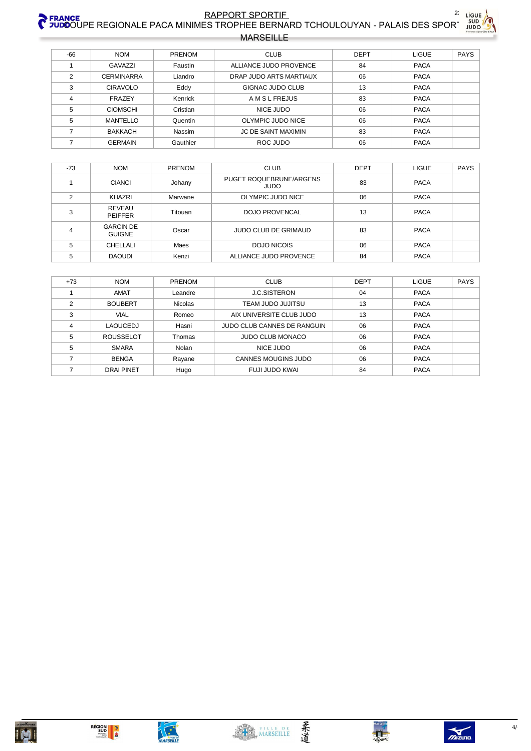| -66 | NOM | PRENOM | CLUB | DEPT | LIGUE | PAYS |
|---|---|---|---|---|---|---|
| 1 | GAVAZZI | Faustin | ALLIANCE JUDO PROVENCE | 84 | PACA | |
| 2 | CERMINARRA | Liandro | DRAP JUDO ARTS MARTIAUX | 06 | PACA | |
| 3 | CIRAVOLO | Eddy | GIGNAC JUDO CLUB | 13 | PACA | |
| 4 | FRAZEY | Kenrick | A M S L FREJUS | 83 | PACA | |
| 5 | CIOMSCHI | Cristian | NICE JUDO | 06 | PACA | |
| 5 | MANTELLO | Quentin | OLYMPIC JUDO NICE | 06 | PACA | |
| 7 | BAKKACH | Nassim | JC DE SAINT MAXIMIN | 83 | PACA | |
| 7 | GERMAIN | Gauthier | ROC JUDO | 06 | PACA | |

| -73 | NOM | PRENOM | CLUB | DEPT | LIGUE | PAYS |
|---|---|---|---|---|---|---|
| 1 | CIANCI | Johany | PUGET ROQUEBRUNE/ARGENS JUDO | 83 | PACA | |
| 2 | KHAZRI | Marwane | OLYMPIC JUDO NICE | 06 | PACA | |
| 3 | REVEAU PEIFFER | Titouan | DOJO PROVENCAL | 13 | PACA | |
| 4 | GARCIN DE GUIGNE | Oscar | JUDO CLUB DE GRIMAUD | 83 | PACA | |
| 5 | CHELLALI | Maes | DOJO NICOIS | 06 | PACA | |
| 5 | DAOUDI | Kenzi | ALLIANCE JUDO PROVENCE | 84 | PACA | |

| +73 | NOM | PRENOM | CLUB | DEPT | LIGUE | PAYS |
|---|---|---|---|---|---|---|
| 1 | AMAT | Leandre | J.C.SISTERON | 04 | PACA | |
| 2 | BOUBERT | Nicolas | TEAM JUDO JUJITSU | 13 | PACA | |
| 3 | VIAL | Romeo | AIX UNIVERSITE CLUB JUDO | 13 | PACA | |
| 4 | LAOUCEDJ | Hasni | JUDO CLUB CANNES DE RANGUIN | 06 | PACA | |
| 5 | ROUSSELOT | Thomas | JUDO CLUB MONACO | 06 | PACA | |
| 5 | SMARA | Nolan | NICE JUDO | 06 | PACA | |
| 7 | BENGA | Rayane | CANNES MOUGINS JUDO | 06 | PACA | |
| 7 | DRAI PINET | Hugo | FUJI JUDO KWAI | 84 | PACA | |